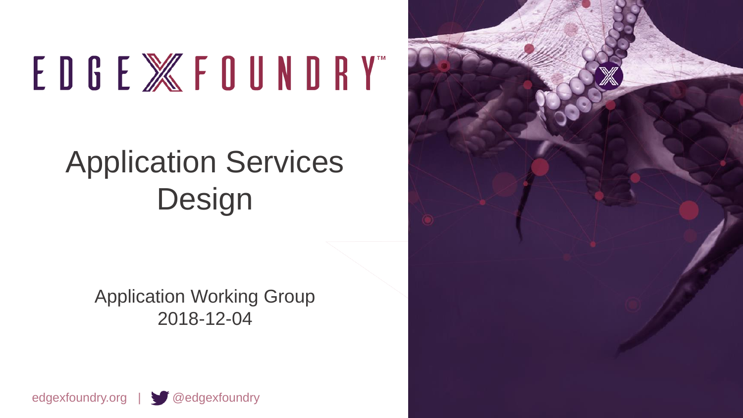EDGE X FOUNDRY™

# Application Services Design

Application Working Group
2018-12-04

edgexfoundry.org | @edgexfoundry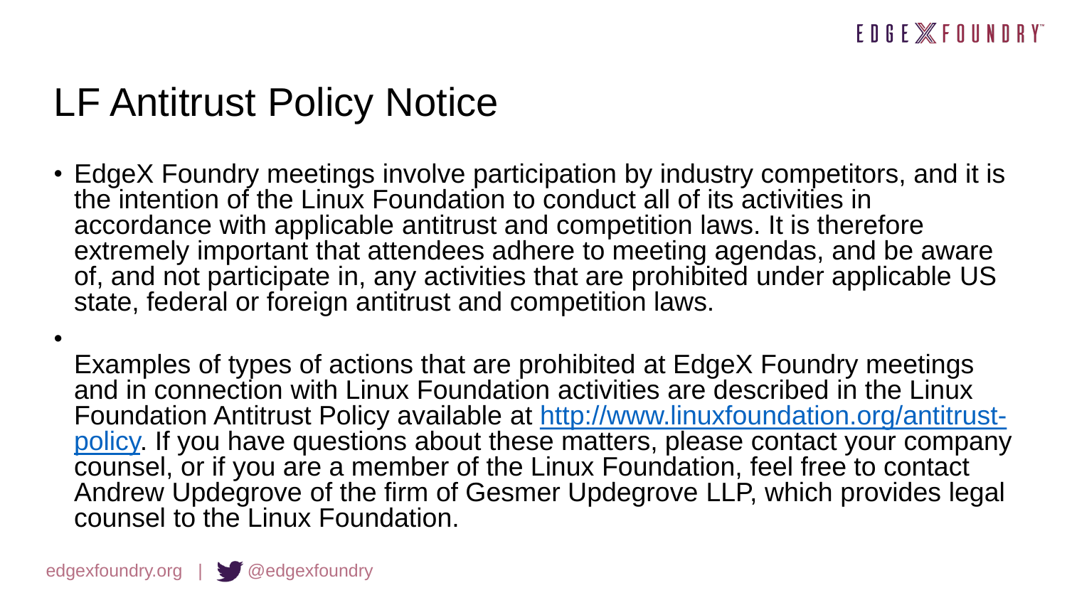# LF Antitrust Policy Notice

- EdgeX Foundry meetings involve participation by industry competitors, and it is the intention of the Linux Foundation to conduct all of its activities in accordance with applicable antitrust and competition laws. It is therefore extremely important that attendees adhere to meeting agendas, and be aware of, and not participate in, any activities that are prohibited under applicable US state, federal or foreign antitrust and competition laws.
- Examples of types of actions that are prohibited at EdgeX Foundry meetings and in connection with Linux Foundation activities are described in the Linux Foundation Antitrust Policy available at [http://www.linuxfoundation.org/antitrust-policy](http://www.linuxfoundation.org/antitrust-policy). If you have questions about these matters, please contact your company counsel, or if you are a member of the Linux Foundation, feel free to contact Andrew Updegrove of the firm of Gesmer Updegrove LLP, which provides legal counsel to the Linux Foundation.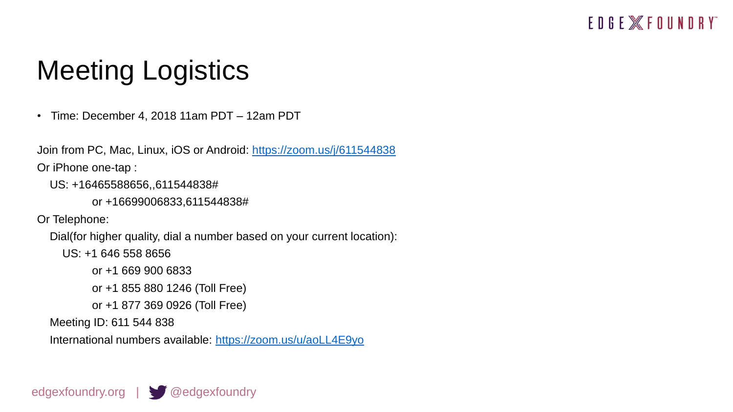# Meeting Logistics

- Time: December 4, 2018 11am PDT – 12am PDT

Join from PC, Mac, Linux, iOS or Android: https://zoom.us/j/611544838

Or iPhone one-tap :

US: +16465588656,,611544838#

or +16699006833,611544838#

Or Telephone:

Dial(for higher quality, dial a number based on your current location):

US: +1 646 558 8656

or +1 669 900 6833

or +1 855 880 1246 (Toll Free)

or +1 877 369 0926 (Toll Free)

Meeting ID: 611 544 838

International numbers available: https://zoom.us/u/aoLL4E9yo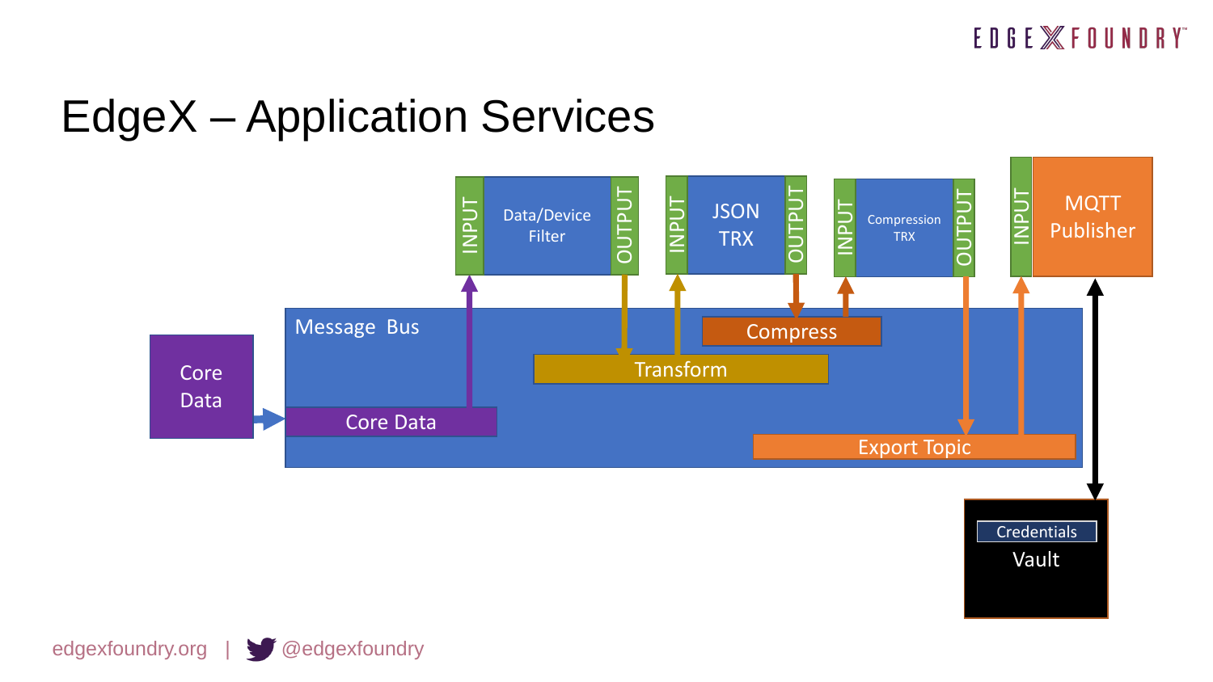# EdgeX – Application Services

Core Data

Message Bus

Core Data

INPUT | Data/Device Filter | OUTPUT

INPUT | JSON TRX | OUTPUT

INPUT | Compression TRX | OUTPUT

INPUT | MQTT Publisher

Transform

Compress

Export Topic

Credentials

Vault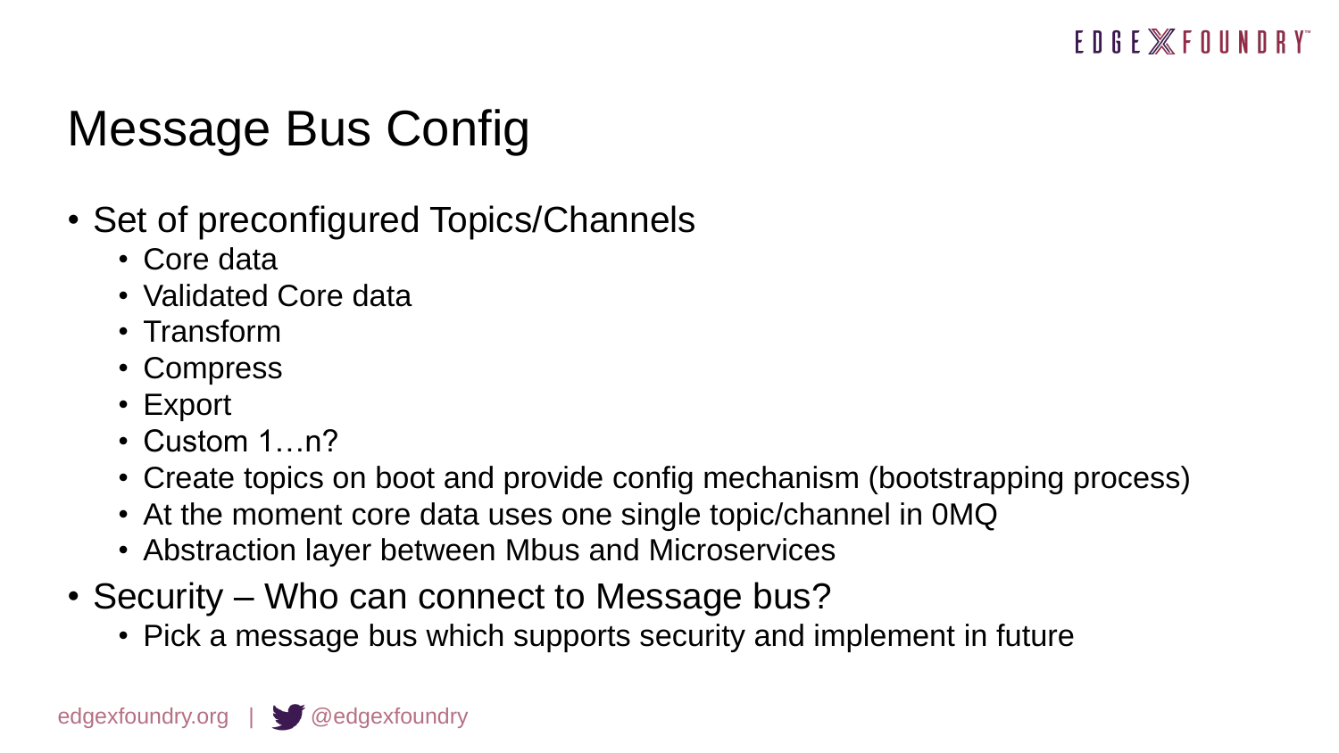# Message Bus Config

- Set of preconfigured Topics/Channels
  - Core data
  - Validated Core data
  - Transform
  - Compress
  - Export
  - Custom 1…n?
  - Create topics on boot and provide config mechanism (bootstrapping process)
  - At the moment core data uses one single topic/channel in 0MQ
  - Abstraction layer between Mbus and Microservices
- Security – Who can connect to Message bus?
  - Pick a message bus which supports security and implement in future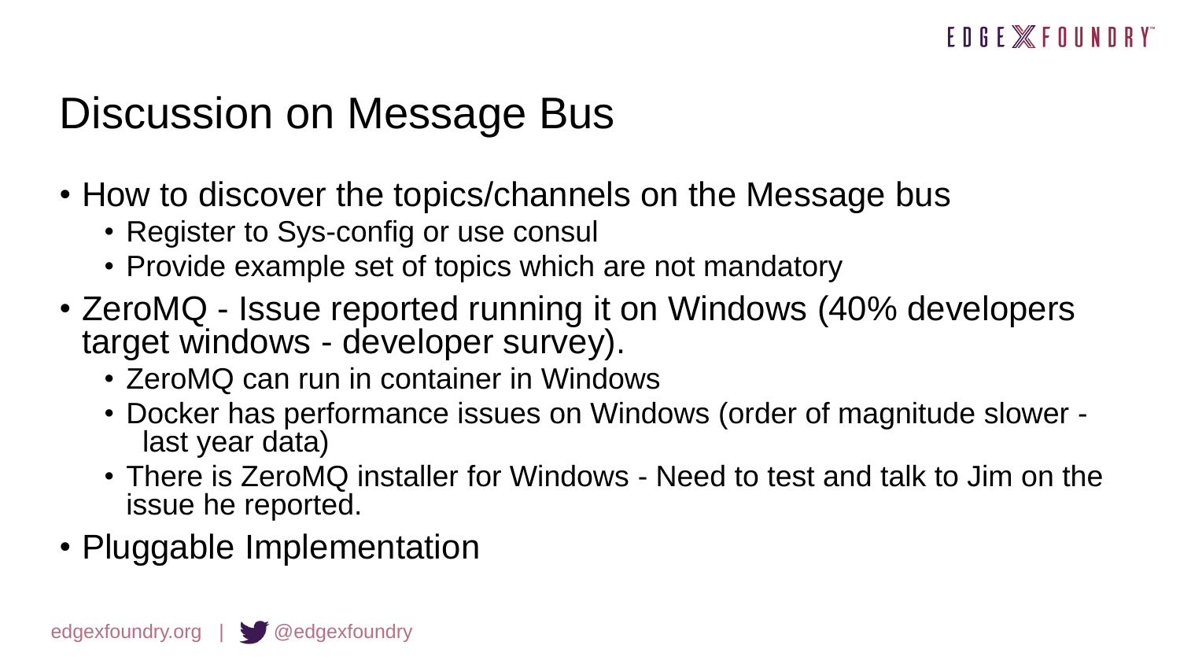# Discussion on Message Bus

- How to discover the topics/channels on the Message bus
  - Register to Sys-config or use consul
  - Provide example set of topics which are not mandatory
- ZeroMQ - Issue reported running it on Windows (40% developers target windows - developer survey).
  - ZeroMQ can run in container in Windows
  - Docker has performance issues on Windows (order of magnitude slower - last year data)
  - There is ZeroMQ installer for Windows - Need to test and talk to Jim on the issue he reported.
- Pluggable Implementation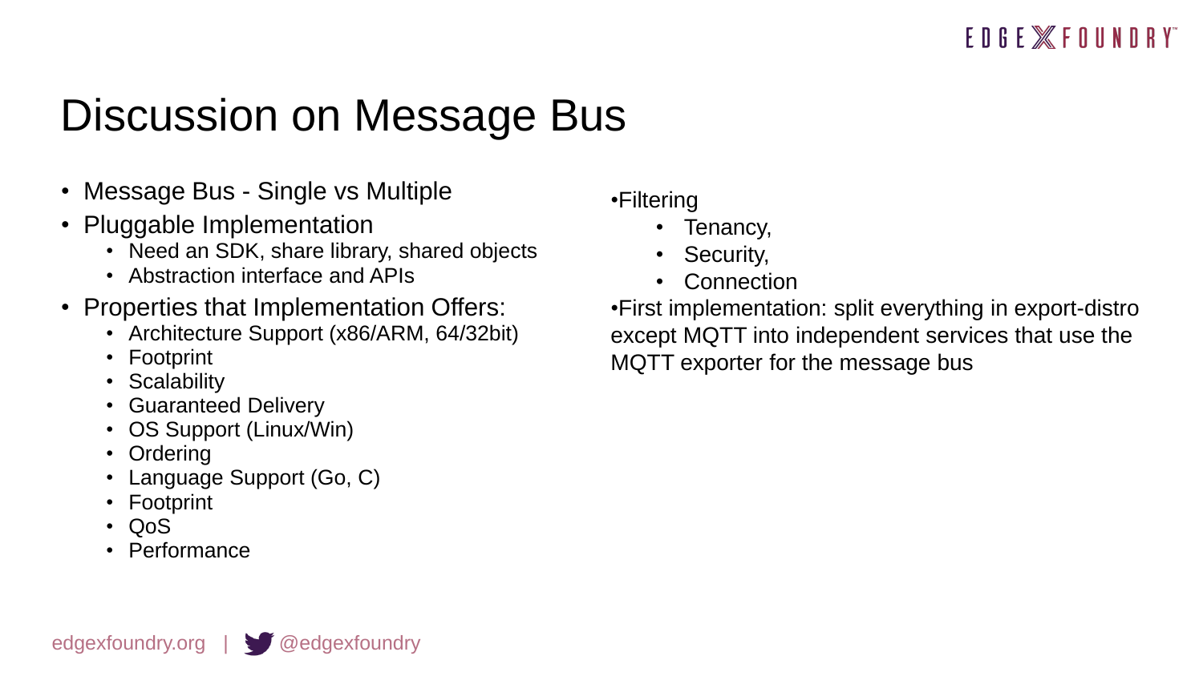# Discussion on Message Bus

- Message Bus - Single vs Multiple
- Pluggable Implementation
  - Need an SDK, share library, shared objects
  - Abstraction interface and APIs
- Properties that Implementation Offers:
  - Architecture Support (x86/ARM, 64/32bit)
  - Footprint
  - Scalability
  - Guaranteed Delivery
  - OS Support (Linux/Win)
  - Ordering
  - Language Support (Go, C)
  - Footprint
  - QoS
  - Performance

- Filtering
  - Tenancy,
  - Security,
  - Connection
- First implementation: split everything in export-distro except MQTT into independent services that use the MQTT exporter for the message bus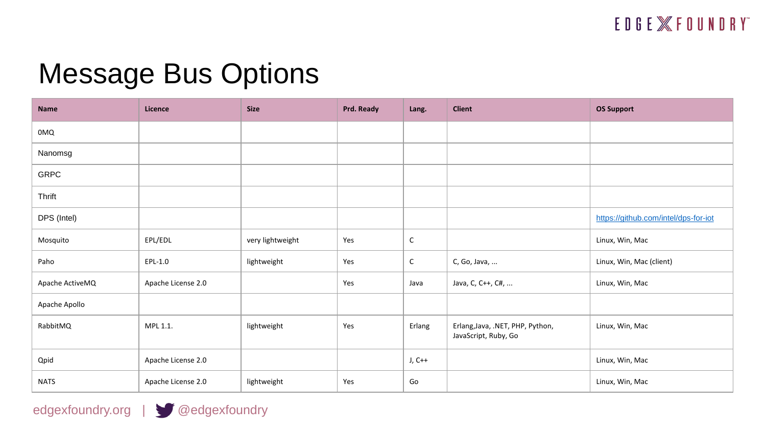# Message Bus Options

| Name | Licence | Size | Prd. Ready | Lang. | Client | OS Support |
|---|---|---|---|---|---|---|
| 0MQ | | | | | | |
| Nanomsg | | | | | | |
| GRPC | | | | | | |
| Thrift | | | | | | |
| DPS (Intel) | | | | | | https://github.com/intel/dps-for-iot |
| Mosquito | EPL/EDL | very lightweight | Yes | C | | Linux, Win, Mac |
| Paho | EPL-1.0 | lightweight | Yes | C | C, Go, Java, ... | Linux, Win, Mac (client) |
| Apache ActiveMQ | Apache License 2.0 | | Yes | Java | Java, C, C++, C#, ... | Linux, Win, Mac |
| Apache Apollo | | | | | | |
| RabbitMQ | MPL 1.1. | lightweight | Yes | Erlang | Erlang,Java, .NET, PHP, Python, JavaScript, Ruby, Go | Linux, Win, Mac |
| Qpid | Apache License 2.0 | | | J, C++ | | Linux, Win, Mac |
| NATS | Apache License 2.0 | lightweight | Yes | Go | | Linux, Win, Mac |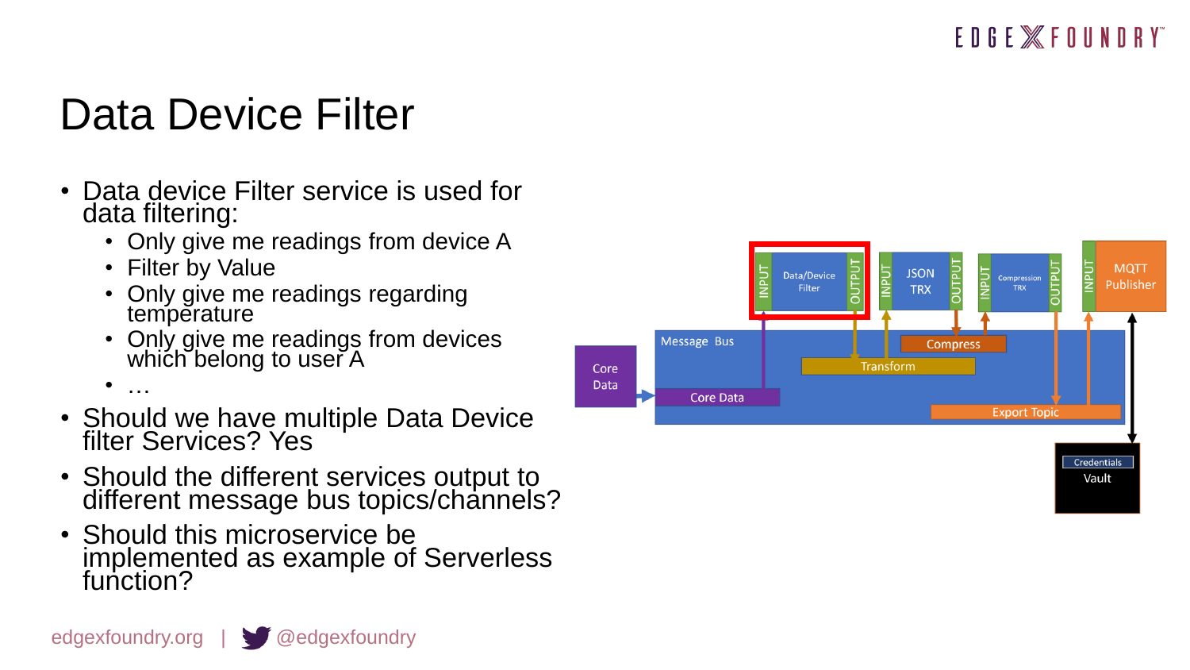# Data Device Filter

- Data device Filter service is used for data filtering:
  - Only give me readings from device A
  - Filter by Value
  - Only give me readings regarding temperature
  - Only give me readings from devices which belong to user A
  - …
- Should we have multiple Data Device filter Services? Yes
- Should the different services output to different message bus topics/channels?
- Should this microservice be implemented as example of Serverless function?

Core Data

Message Bus

Core Data

INPUT | Data/Device Filter | OUTPUT

INPUT | JSON TRX | OUTPUT

INPUT | Compression TRX | OUTPUT

INPUT | MQTT Publisher

Compress

Transform

Export Topic

Credentials

Vault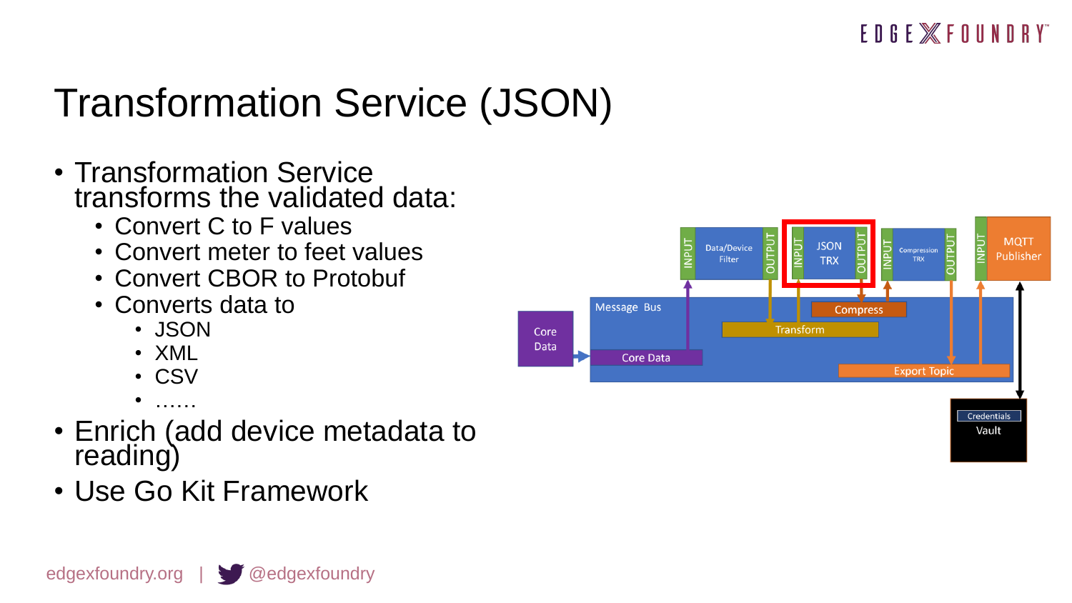# Transformation Service (JSON)

- Transformation Service transforms the validated data:
  - Convert C to F values
  - Convert meter to feet values
  - Convert CBOR to Protobuf
  - Converts data to
    - JSON
    - XML
    - CSV
    - ......
- Enrich (add device metadata to reading)
- Use Go Kit Framework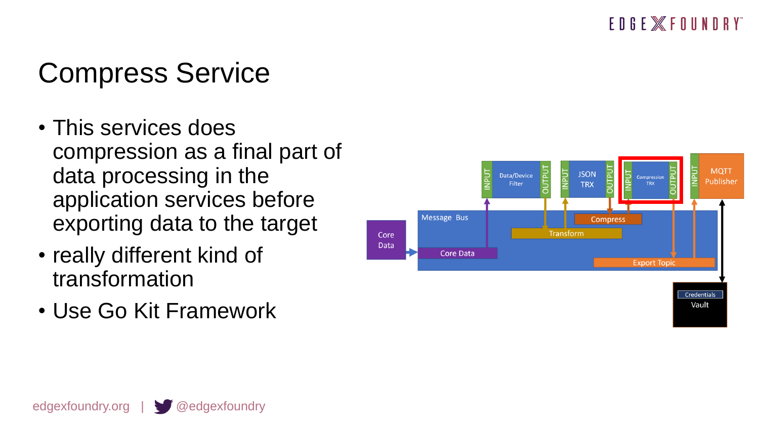# Compress Service

- This services does compression as a final part of data processing in the application services before exporting data to the target
- really different kind of transformation
- Use Go Kit Framework

Core Data

Message Bus

Core Data

INPUT | Data/Device Filter | OUTPUT

INPUT | JSON TRX | OUTPUT

INPUT | Compression TRX | OUTPUT

INPUT | MQTT Publisher

Compress

Transform

Export Topic

Credentials

Vault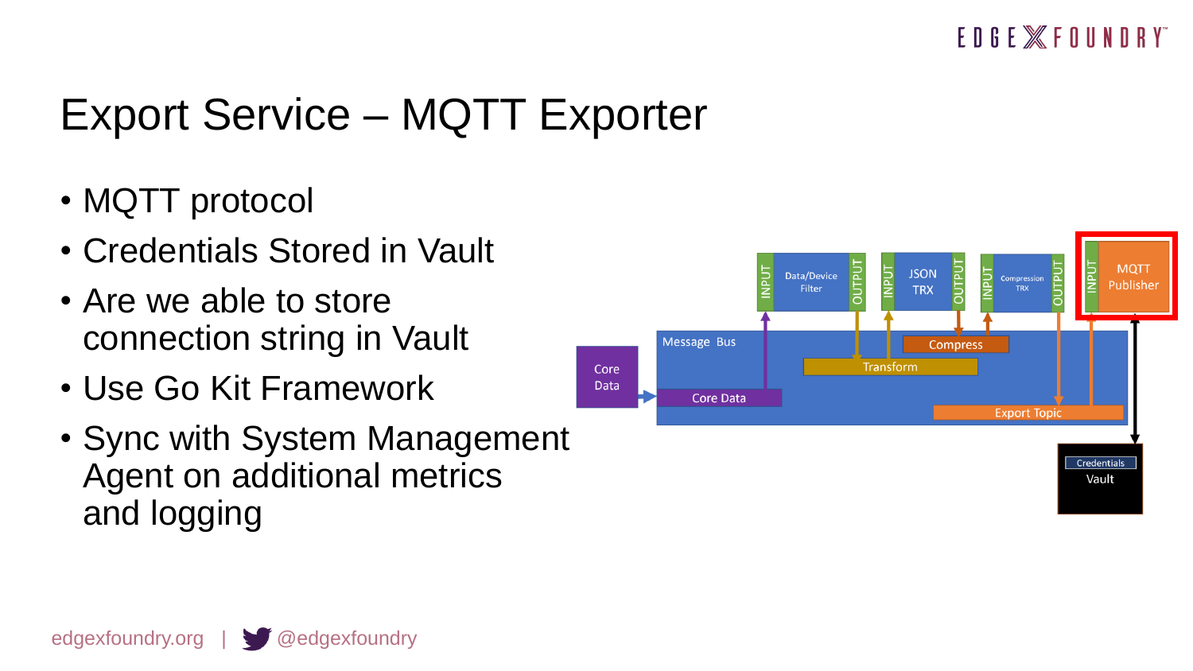# Export Service – MQTT Exporter

- MQTT protocol
- Credentials Stored in Vault
- Are we able to store connection string in Vault
- Use Go Kit Framework
- Sync with System Management Agent on additional metrics and logging

Core Data

Message Bus

Core Data

INPUT Data/Device Filter OUTPUT

INPUT JSON TRX OUTPUT

INPUT Compression TRX OUTPUT

INPUT MQTT Publisher

Compress

Transform

Export Topic

Credentials

Vault

edgexfoundry.org | @edgexfoundry